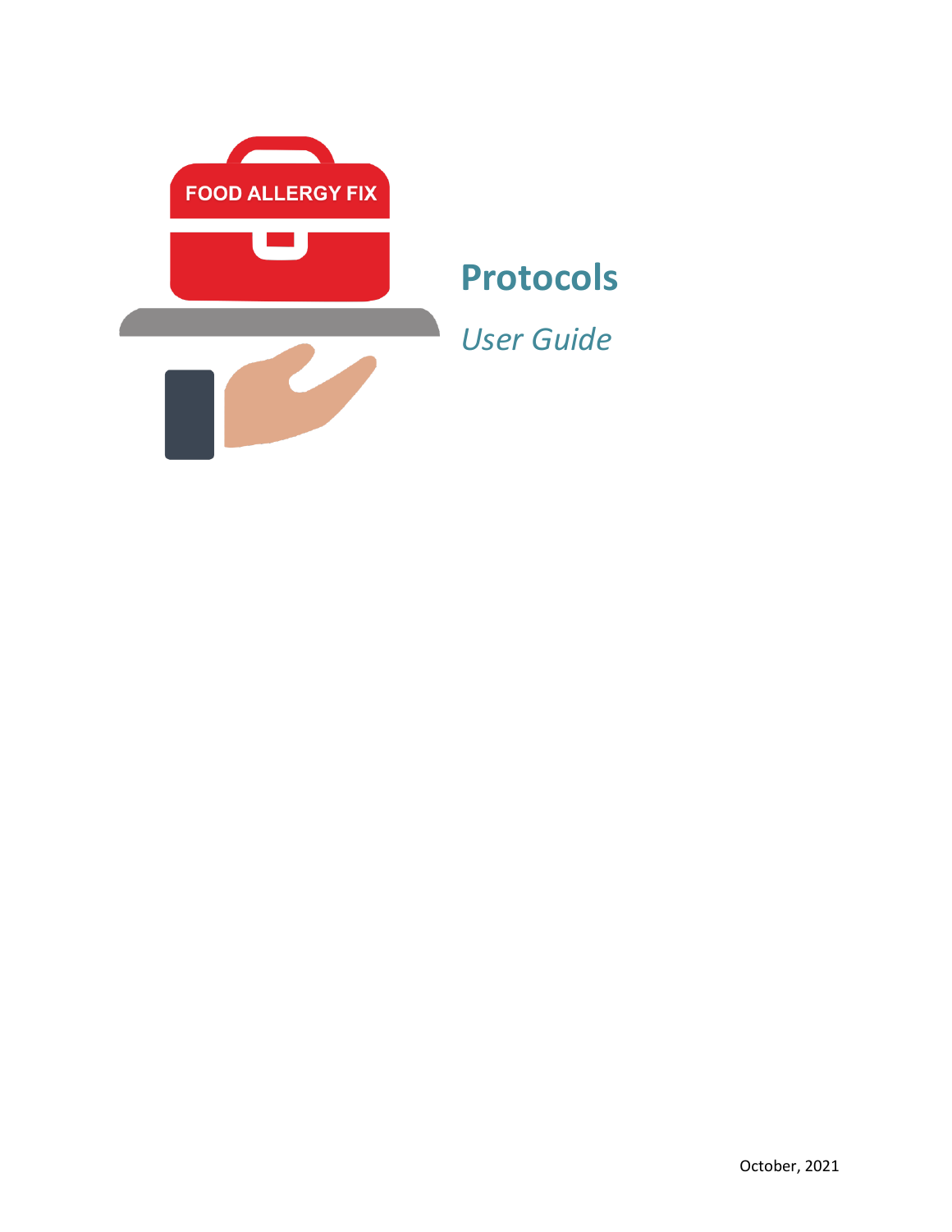FOOD ALLERGY FIX

# Protocols

*User Guide*

October, 2021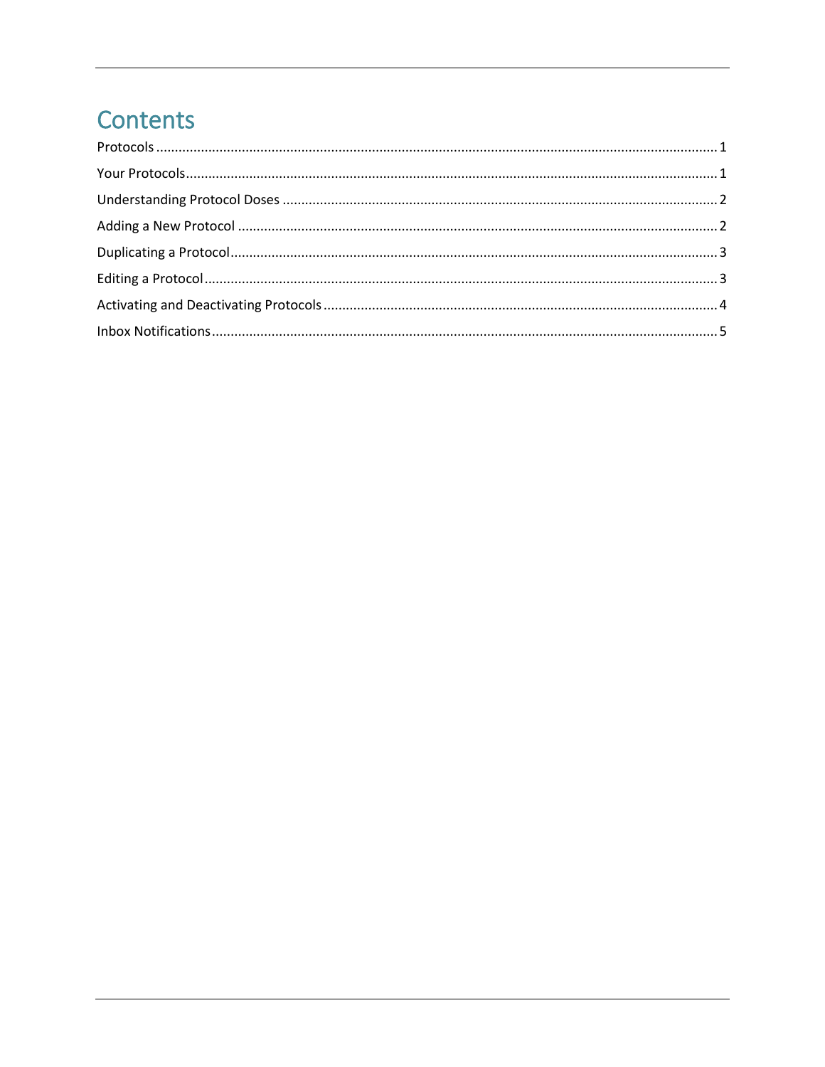# Contents

Protocols ........................................................................................................................................... 1

Your Protocols .................................................................................................................................... 1

Understanding Protocol Doses ............................................................................................................ 2

Adding a New Protocol ....................................................................................................................... 2

Duplicating a Protocol ......................................................................................................................... 3

Editing a Protocol ............................................................................................................................... 3

Activating and Deactivating Protocols ................................................................................................. 4

Inbox Notifications .............................................................................................................................. 5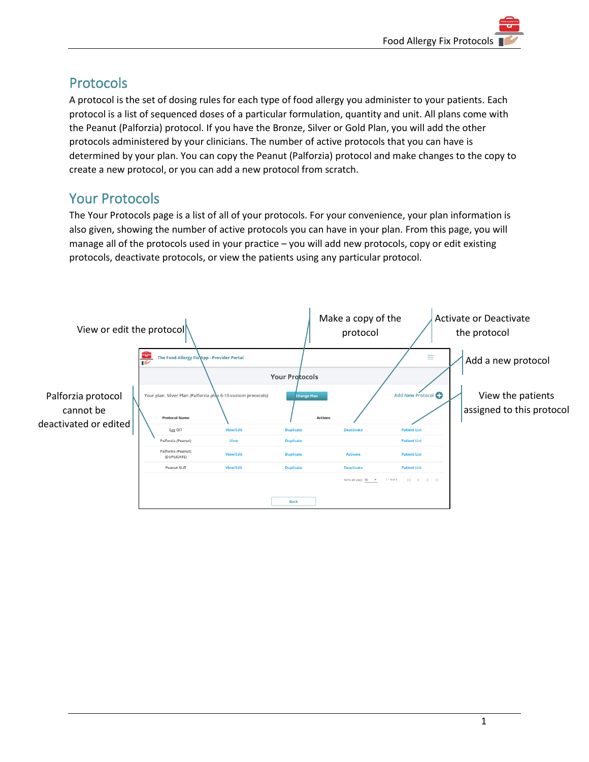## Protocols

A protocol is the set of dosing rules for each type of food allergy you administer to your patients. Each protocol is a list of sequenced doses of a particular formulation, quantity and unit. All plans come with the Peanut (Palforzia) protocol. If you have the Bronze, Silver or Gold Plan, you will add the other protocols administered by your clinicians. The number of active protocols that you can have is determined by your plan. You can copy the Peanut (Palforzia) protocol and make changes to the copy to create a new protocol, or you can add a new protocol from scratch.

## Your Protocols

The Your Protocols page is a list of all of your protocols. For your convenience, your plan information is also given, showing the number of active protocols you can have in your plan. From this page, you will manage all of the protocols used in your practice – you will add new protocols, copy or edit existing protocols, deactivate protocols, or view the patients using any particular protocol.

View or edit the protocol

Make a copy of the protocol

Activate or Deactivate the protocol

Add a new protocol

View the patients assigned to this protocol

Palforzia protocol cannot be deactivated or edited

The Food Allergy Fix App - Provider Portal

Your Protocols

Your plan: Silver Plan (Palforzia plus 6-10 custom protocols) Change Plan

Add New Protocol

| Protocol Name | Actions | | | |
|---|---|---|---|---|
| Egg OIT | View/Edit | Duplicate | Deactivate | Patient List |
| Palforzia (Peanut) | View | Duplicate | | Patient List |
| Palforzia (Peanut) [DUPLICATE] | View/Edit | Duplicate | Activate | Patient List |
| Peanut SLIT | View/Edit | Duplicate | Deactivate | Patient List |

Items per page: 10 1 – 4 of 4

Back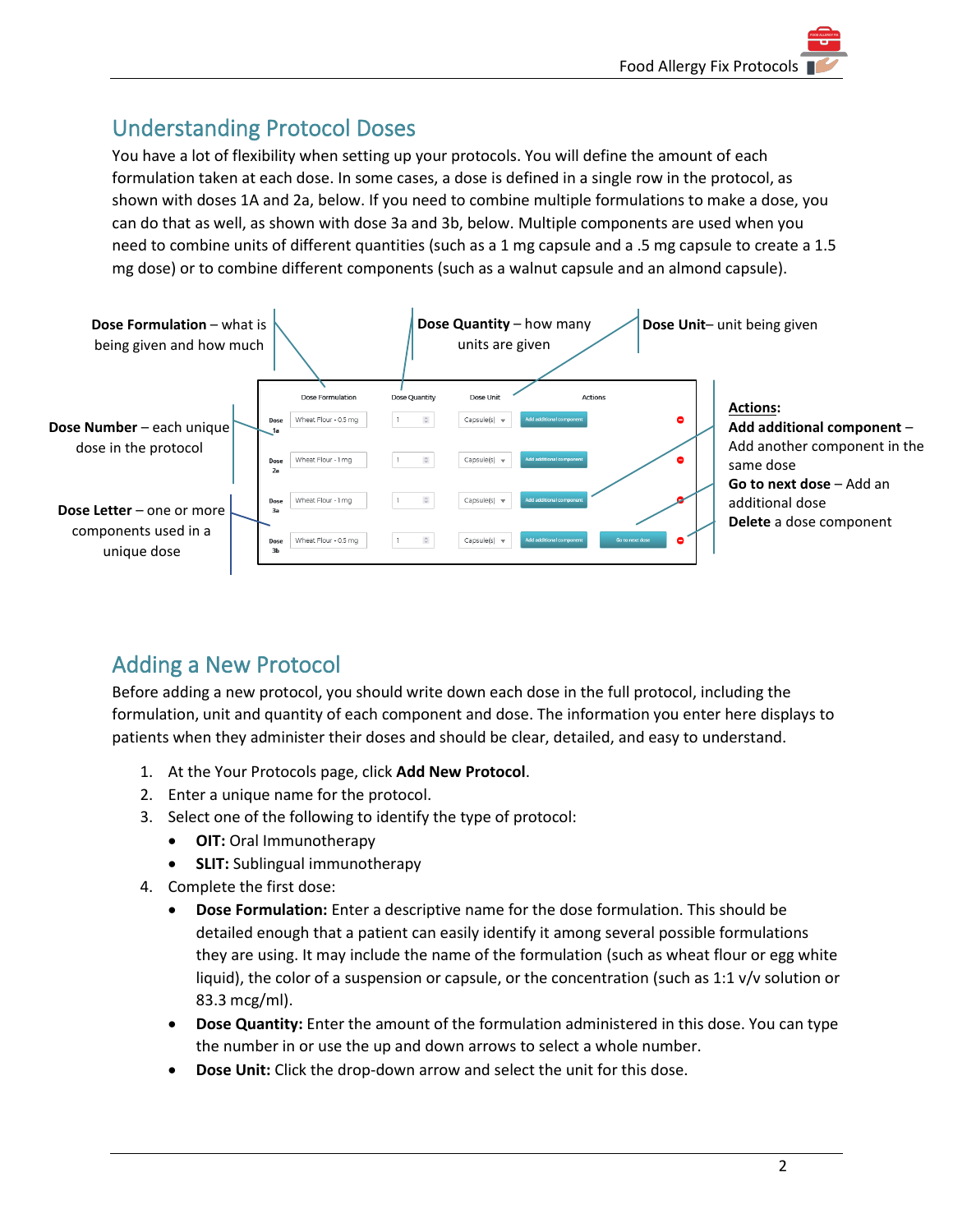## Understanding Protocol Doses

You have a lot of flexibility when setting up your protocols. You will define the amount of each formulation taken at each dose. In some cases, a dose is defined in a single row in the protocol, as shown with doses 1A and 2a, below. If you need to combine multiple formulations to make a dose, you can do that as well, as shown with dose 3a and 3b, below. Multiple components are used when you need to combine units of different quantities (such as a 1 mg capsule and a .5 mg capsule to create a 1.5 mg dose) or to combine different components (such as a walnut capsule and an almond capsule).

**Dose Formulation** – what is being given and how much

**Dose Quantity** – how many units are given

**Dose Unit**– unit being given

**Dose Number** – each unique dose in the protocol

**Dose Letter** – one or more components used in a unique dose

| | Dose Formulation | Dose Quantity | Dose Unit | Actions | | |
|---|---|---|---|---|---|---|
| Dose 1a | Wheat Flour - 0.5 mg | 1 | Capsule(s) | Add additional component | | |
| Dose 2a | Wheat Flour - 1 mg | 1 | Capsule(s) | Add additional component | | |
| Dose 3a | Wheat Flour - 1 mg | 1 | Capsule(s) | Add additional component | | |
| Dose 3b | Wheat Flour - 0.5 mg | 1 | Capsule(s) | Add additional component | Go to next dose | |

**Actions:**
**Add additional component** – Add another component in the same dose
**Go to next dose** – Add an additional dose
**Delete** a dose component

## Adding a New Protocol

Before adding a new protocol, you should write down each dose in the full protocol, including the formulation, unit and quantity of each component and dose. The information you enter here displays to patients when they administer their doses and should be clear, detailed, and easy to understand.

1. At the Your Protocols page, click **Add New Protocol**.
2. Enter a unique name for the protocol.
3. Select one of the following to identify the type of protocol:
   - **OIT:** Oral Immunotherapy
   - **SLIT:** Sublingual immunotherapy
4. Complete the first dose:
   - **Dose Formulation:** Enter a descriptive name for the dose formulation. This should be detailed enough that a patient can easily identify it among several possible formulations they are using. It may include the name of the formulation (such as wheat flour or egg white liquid), the color of a suspension or capsule, or the concentration (such as 1:1 v/v solution or 83.3 mcg/ml).
   - **Dose Quantity:** Enter the amount of the formulation administered in this dose. You can type the number in or use the up and down arrows to select a whole number.
   - **Dose Unit:** Click the drop-down arrow and select the unit for this dose.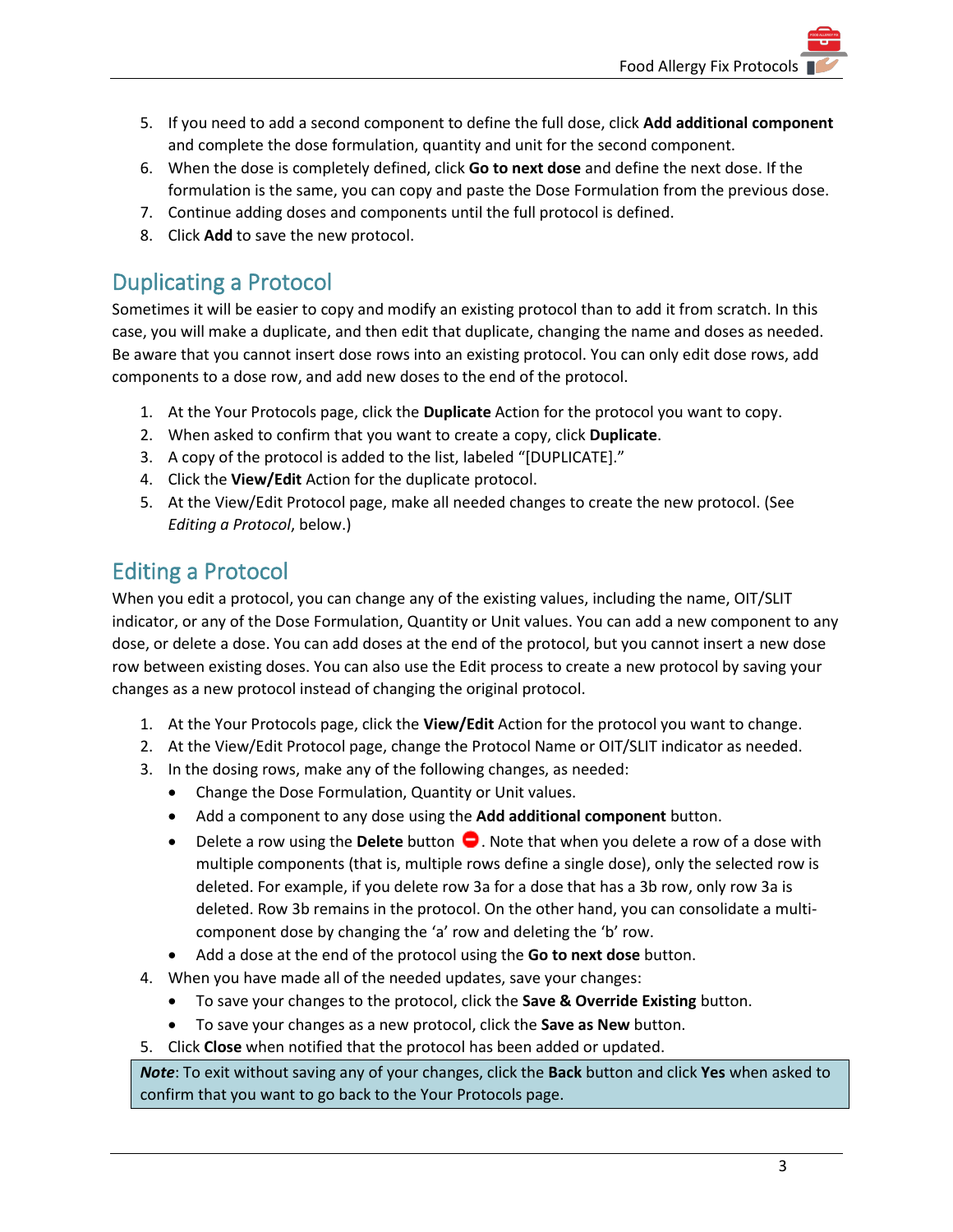5. If you need to add a second component to define the full dose, click **Add additional component** and complete the dose formulation, quantity and unit for the second component.
6. When the dose is completely defined, click **Go to next dose** and define the next dose. If the formulation is the same, you can copy and paste the Dose Formulation from the previous dose.
7. Continue adding doses and components until the full protocol is defined.
8. Click **Add** to save the new protocol.

## Duplicating a Protocol

Sometimes it will be easier to copy and modify an existing protocol than to add it from scratch. In this case, you will make a duplicate, and then edit that duplicate, changing the name and doses as needed. Be aware that you cannot insert dose rows into an existing protocol. You can only edit dose rows, add components to a dose row, and add new doses to the end of the protocol.

1. At the Your Protocols page, click the **Duplicate** Action for the protocol you want to copy.
2. When asked to confirm that you want to create a copy, click **Duplicate**.
3. A copy of the protocol is added to the list, labeled "[DUPLICATE]."
4. Click the **View/Edit** Action for the duplicate protocol.
5. At the View/Edit Protocol page, make all needed changes to create the new protocol. (See *Editing a Protocol*, below.)

## Editing a Protocol

When you edit a protocol, you can change any of the existing values, including the name, OIT/SLIT indicator, or any of the Dose Formulation, Quantity or Unit values. You can add a new component to any dose, or delete a dose. You can add doses at the end of the protocol, but you cannot insert a new dose row between existing doses. You can also use the Edit process to create a new protocol by saving your changes as a new protocol instead of changing the original protocol.

1. At the Your Protocols page, click the **View/Edit** Action for the protocol you want to change.
2. At the View/Edit Protocol page, change the Protocol Name or OIT/SLIT indicator as needed.
3. In the dosing rows, make any of the following changes, as needed:
   - Change the Dose Formulation, Quantity or Unit values.
   - Add a component to any dose using the **Add additional component** button.
   - Delete a row using the **Delete** button ⛔. Note that when you delete a row of a dose with multiple components (that is, multiple rows define a single dose), only the selected row is deleted. For example, if you delete row 3a for a dose that has a 3b row, only row 3a is deleted. Row 3b remains in the protocol. On the other hand, you can consolidate a multi-component dose by changing the 'a' row and deleting the 'b' row.
   - Add a dose at the end of the protocol using the **Go to next dose** button.
4. When you have made all of the needed updates, save your changes:
   - To save your changes to the protocol, click the **Save & Override Existing** button.
   - To save your changes as a new protocol, click the **Save as New** button.
5. Click **Close** when notified that the protocol has been added or updated.

> ***Note***: To exit without saving any of your changes, click the **Back** button and click **Yes** when asked to confirm that you want to go back to the Your Protocols page.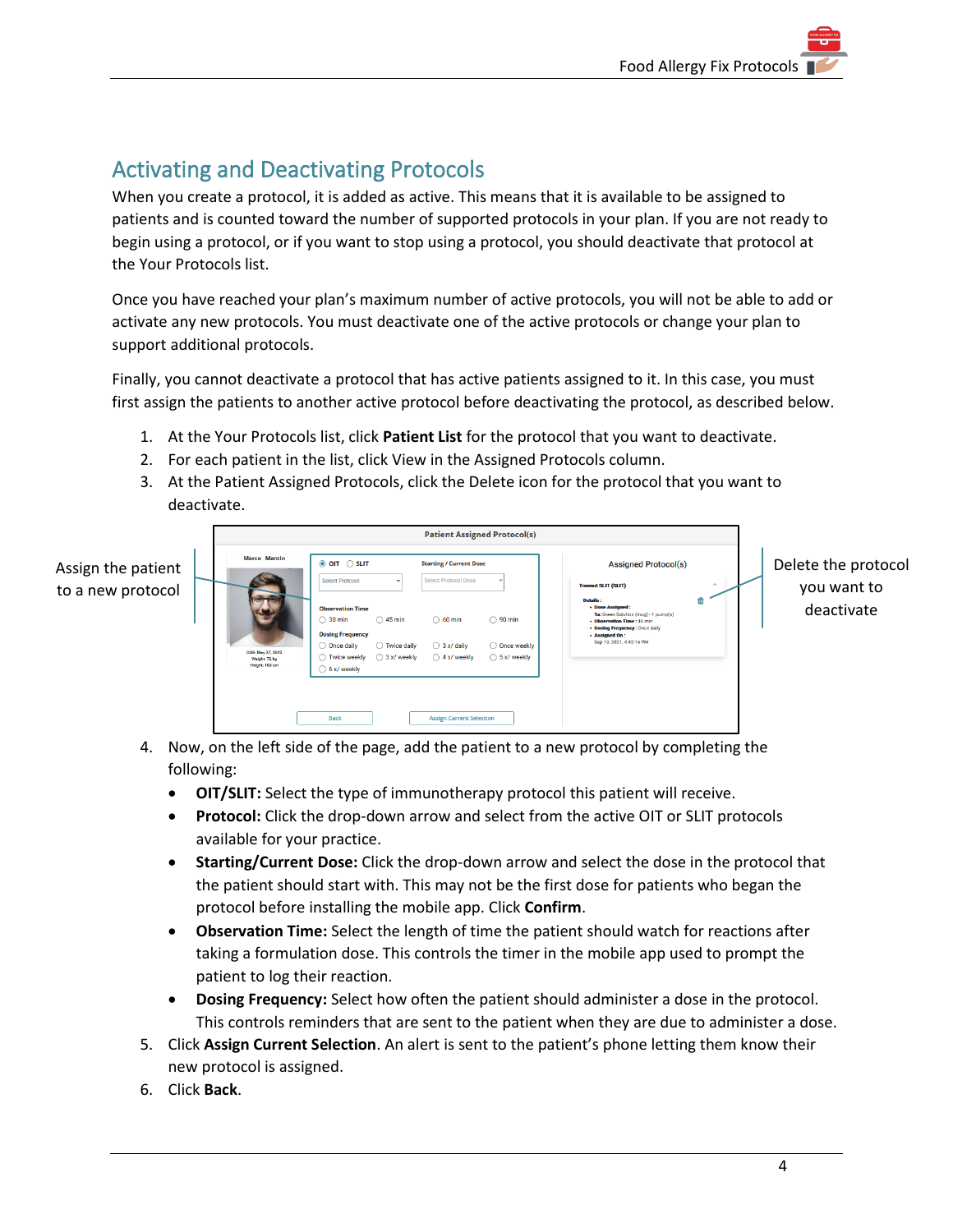## Activating and Deactivating Protocols

When you create a protocol, it is added as active. This means that it is available to be assigned to patients and is counted toward the number of supported protocols in your plan. If you are not ready to begin using a protocol, or if you want to stop using a protocol, you should deactivate that protocol at the Your Protocols list.

Once you have reached your plan's maximum number of active protocols, you will not be able to add or activate any new protocols. You must deactivate one of the active protocols or change your plan to support additional protocols.

Finally, you cannot deactivate a protocol that has active patients assigned to it. In this case, you must first assign the patients to another active protocol before deactivating the protocol, as described below.

1. At the Your Protocols list, click **Patient List** for the protocol that you want to deactivate.
2. For each patient in the list, click View in the Assigned Protocols column.
3. At the Patient Assigned Protocols, click the Delete icon for the protocol that you want to deactivate.

Assign the patient to a new protocol

Delete the protocol you want to deactivate

4. Now, on the left side of the page, add the patient to a new protocol by completing the following:
   - **OIT/SLIT:** Select the type of immunotherapy protocol this patient will receive.
   - **Protocol:** Click the drop-down arrow and select from the active OIT or SLIT protocols available for your practice.
   - **Starting/Current Dose:** Click the drop-down arrow and select the dose in the protocol that the patient should start with. This may not be the first dose for patients who began the protocol before installing the mobile app. Click **Confirm**.
   - **Observation Time:** Select the length of time the patient should watch for reactions after taking a formulation dose. This controls the timer in the mobile app used to prompt the patient to log their reaction.
   - **Dosing Frequency:** Select how often the patient should administer a dose in the protocol. This controls reminders that are sent to the patient when they are due to administer a dose.
5. Click **Assign Current Selection**. An alert is sent to the patient's phone letting them know their new protocol is assigned.
6. Click **Back**.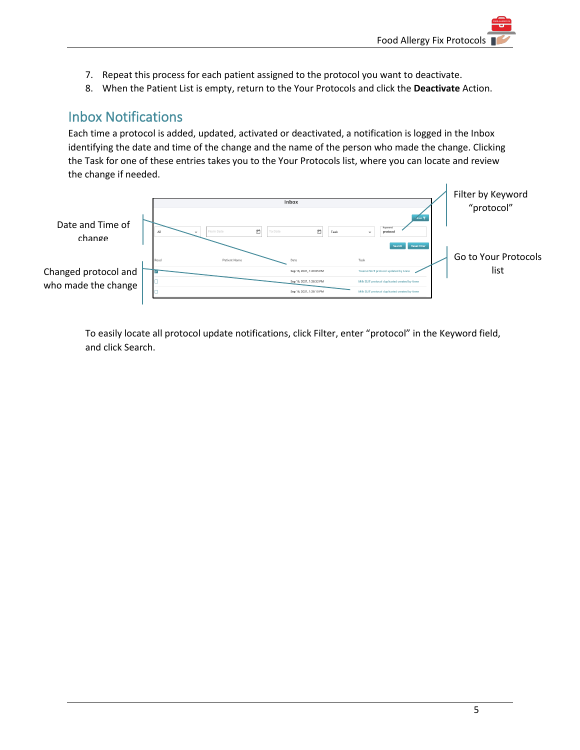7. Repeat this process for each patient assigned to the protocol you want to deactivate.
8. When the Patient List is empty, return to the Your Protocols and click the **Deactivate** Action.

## Inbox Notifications

Each time a protocol is added, updated, activated or deactivated, a notification is logged in the Inbox identifying the date and time of the change and the name of the person who made the change. Clicking the Task for one of these entries takes you to the Your Protocols list, where you can locate and review the change if needed.

Date and Time of change

Changed protocol and who made the change

Filter by Keyword "protocol"

Go to Your Protocols list

To easily locate all protocol update notifications, click Filter, enter "protocol" in the Keyword field, and click Search.